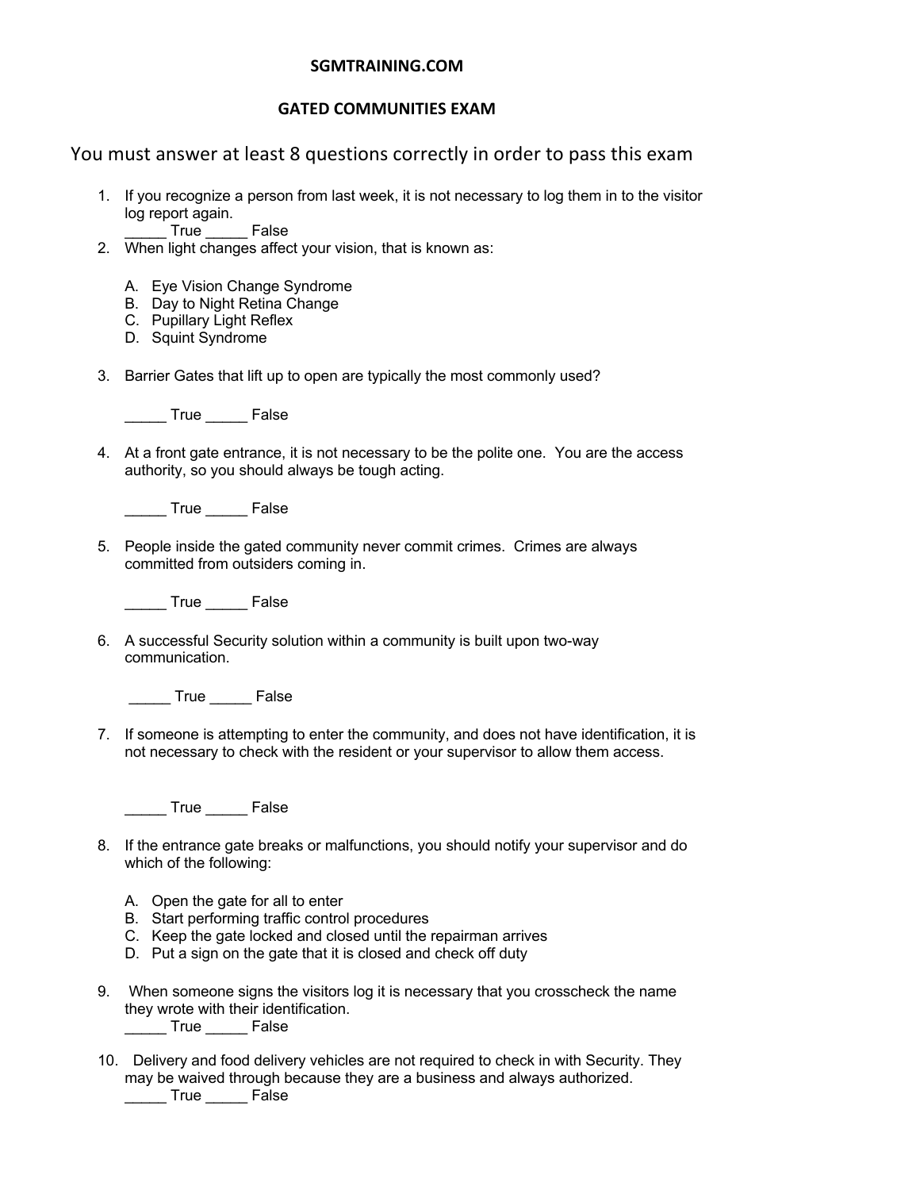**SGMTRAINING.COM**

**GATED COMMUNITIES EXAM**

You must answer at least 8 questions correctly in order to pass this exam

1. If you recognize a person from last week, it is not necessary to log them in to the visitor log report again.
   _____ True _____ False
2. When light changes affect your vision, that is known as:

   A. Eye Vision Change Syndrome
   B. Day to Night Retina Change
   C. Pupillary Light Reflex
   D. Squint Syndrome

3. Barrier Gates that lift up to open are typically the most commonly used?

   _____ True _____ False

4. At a front gate entrance, it is not necessary to be the polite one. You are the access authority, so you should always be tough acting.

   _____ True _____ False

5. People inside the gated community never commit crimes. Crimes are always committed from outsiders coming in.

   _____ True _____ False

6. A successful Security solution within a community is built upon two-way communication.

   _____ True _____ False

7. If someone is attempting to enter the community, and does not have identification, it is not necessary to check with the resident or your supervisor to allow them access.

   _____ True _____ False

8. If the entrance gate breaks or malfunctions, you should notify your supervisor and do which of the following:

   A. Open the gate for all to enter
   B. Start performing traffic control procedures
   C. Keep the gate locked and closed until the repairman arrives
   D. Put a sign on the gate that it is closed and check off duty

9. When someone signs the visitors log it is necessary that you crosscheck the name they wrote with their identification.
   _____ True _____ False
10. Delivery and food delivery vehicles are not required to check in with Security. They may be waived through because they are a business and always authorized.
    _____ True _____ False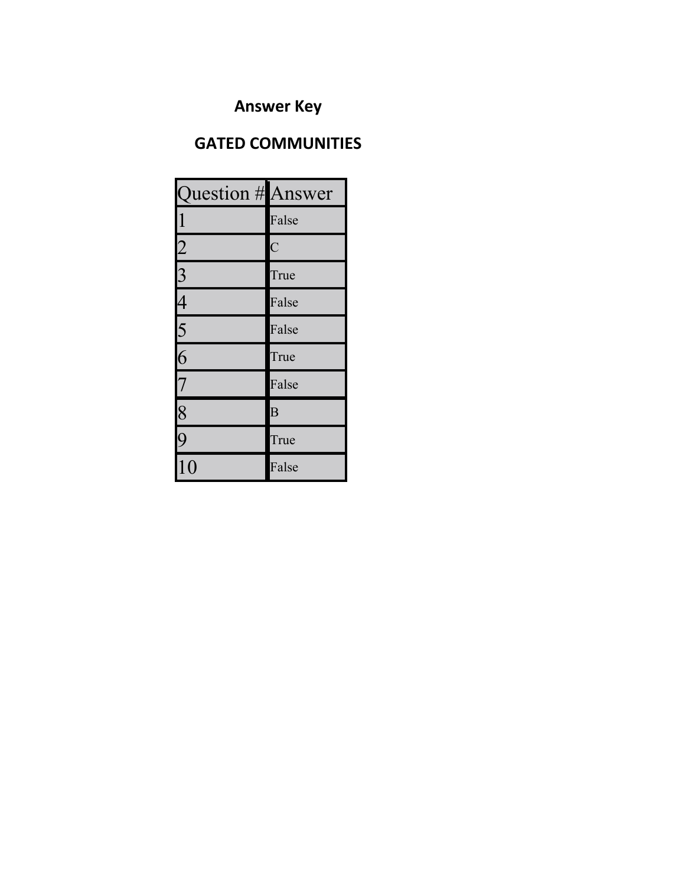# Answer Key

## GATED COMMUNITIES

| Question # | Answer |
|---|---|
| 1 | False |
| 2 | C |
| 3 | True |
| 4 | False |
| 5 | False |
| 6 | True |
| 7 | False |
| 8 | B |
| 9 | True |
| 10 | False |